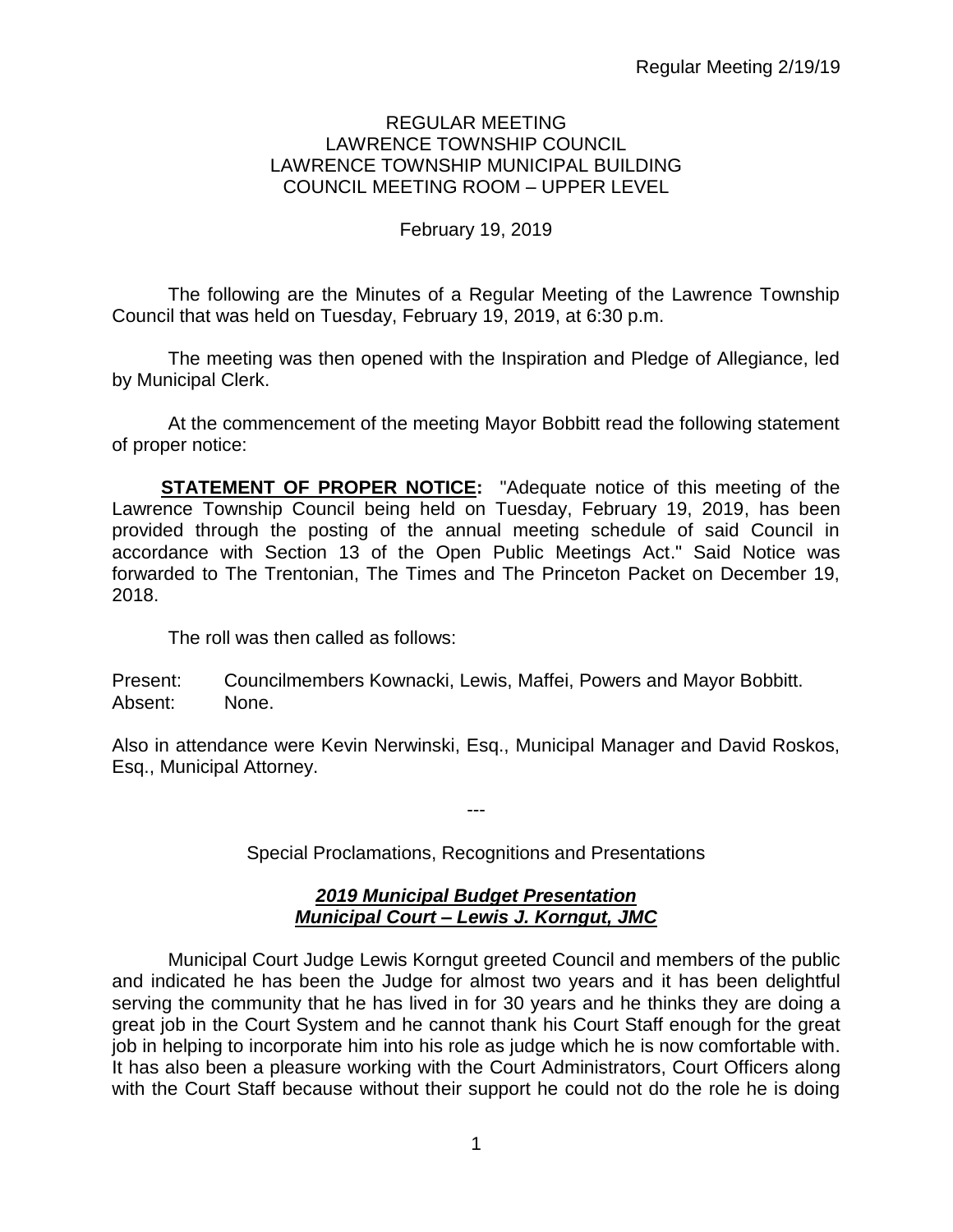REGULAR MEETING
LAWRENCE TOWNSHIP COUNCIL
LAWRENCE TOWNSHIP MUNICIPAL BUILDING
COUNCIL MEETING ROOM – UPPER LEVEL

February 19, 2019

The following are the Minutes of a Regular Meeting of the Lawrence Township Council that was held on Tuesday, February 19, 2019, at 6:30 p.m.

The meeting was then opened with the Inspiration and Pledge of Allegiance, led by Municipal Clerk.

At the commencement of the meeting Mayor Bobbitt read the following statement of proper notice:

**STATEMENT OF PROPER NOTICE:** "Adequate notice of this meeting of the Lawrence Township Council being held on Tuesday, February 19, 2019, has been provided through the posting of the annual meeting schedule of said Council in accordance with Section 13 of the Open Public Meetings Act." Said Notice was forwarded to The Trentonian, The Times and The Princeton Packet on December 19, 2018.

The roll was then called as follows:

Present: Councilmembers Kownacki, Lewis, Maffei, Powers and Mayor Bobbitt.
Absent: None.

Also in attendance were Kevin Nerwinski, Esq., Municipal Manager and David Roskos, Esq., Municipal Attorney.

---

Special Proclamations, Recognitions and Presentations

***2019 Municipal Budget Presentation***
***Municipal Court – Lewis J. Korngut, JMC***

Municipal Court Judge Lewis Korngut greeted Council and members of the public and indicated he has been the Judge for almost two years and it has been delightful serving the community that he has lived in for 30 years and he thinks they are doing a great job in the Court System and he cannot thank his Court Staff enough for the great job in helping to incorporate him into his role as judge which he is now comfortable with. It has also been a pleasure working with the Court Administrators, Court Officers along with the Court Staff because without their support he could not do the role he is doing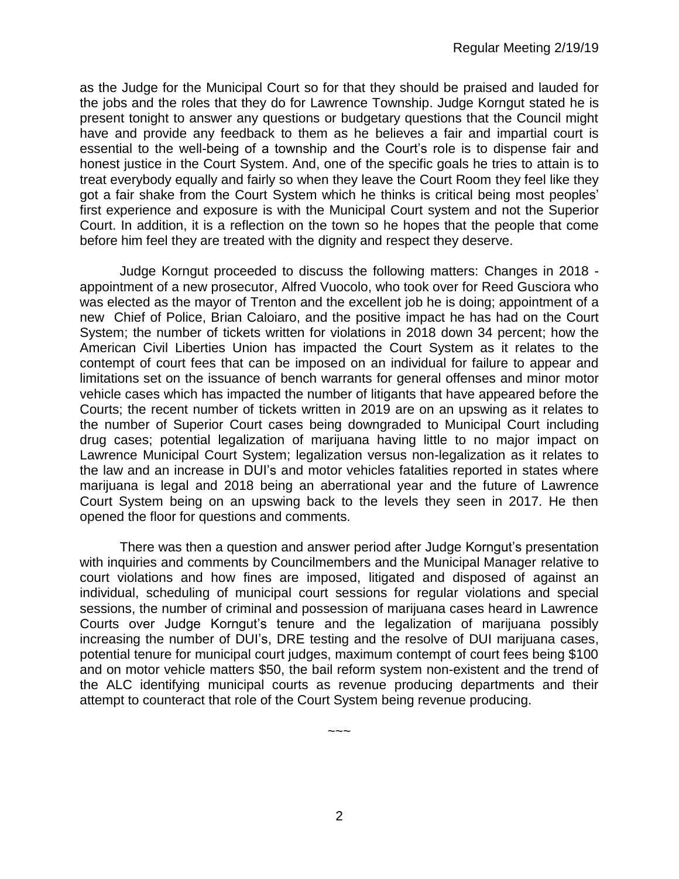as the Judge for the Municipal Court so for that they should be praised and lauded for the jobs and the roles that they do for Lawrence Township. Judge Korngut stated he is present tonight to answer any questions or budgetary questions that the Council might have and provide any feedback to them as he believes a fair and impartial court is essential to the well-being of a township and the Court's role is to dispense fair and honest justice in the Court System. And, one of the specific goals he tries to attain is to treat everybody equally and fairly so when they leave the Court Room they feel like they got a fair shake from the Court System which he thinks is critical being most peoples' first experience and exposure is with the Municipal Court system and not the Superior Court. In addition, it is a reflection on the town so he hopes that the people that come before him feel they are treated with the dignity and respect they deserve.

Judge Korngut proceeded to discuss the following matters: Changes in 2018 - appointment of a new prosecutor, Alfred Vuocolo, who took over for Reed Gusciora who was elected as the mayor of Trenton and the excellent job he is doing; appointment of a new Chief of Police, Brian Caloiaro, and the positive impact he has had on the Court System; the number of tickets written for violations in 2018 down 34 percent; how the American Civil Liberties Union has impacted the Court System as it relates to the contempt of court fees that can be imposed on an individual for failure to appear and limitations set on the issuance of bench warrants for general offenses and minor motor vehicle cases which has impacted the number of litigants that have appeared before the Courts; the recent number of tickets written in 2019 are on an upswing as it relates to the number of Superior Court cases being downgraded to Municipal Court including drug cases; potential legalization of marijuana having little to no major impact on Lawrence Municipal Court System; legalization versus non-legalization as it relates to the law and an increase in DUI's and motor vehicles fatalities reported in states where marijuana is legal and 2018 being an aberrational year and the future of Lawrence Court System being on an upswing back to the levels they seen in 2017. He then opened the floor for questions and comments.

There was then a question and answer period after Judge Korngut's presentation with inquiries and comments by Councilmembers and the Municipal Manager relative to court violations and how fines are imposed, litigated and disposed of against an individual, scheduling of municipal court sessions for regular violations and special sessions, the number of criminal and possession of marijuana cases heard in Lawrence Courts over Judge Korngut's tenure and the legalization of marijuana possibly increasing the number of DUI's, DRE testing and the resolve of DUI marijuana cases, potential tenure for municipal court judges, maximum contempt of court fees being $100 and on motor vehicle matters $50, the bail reform system non-existent and the trend of the ALC identifying municipal courts as revenue producing departments and their attempt to counteract that role of the Court System being revenue producing.

~~~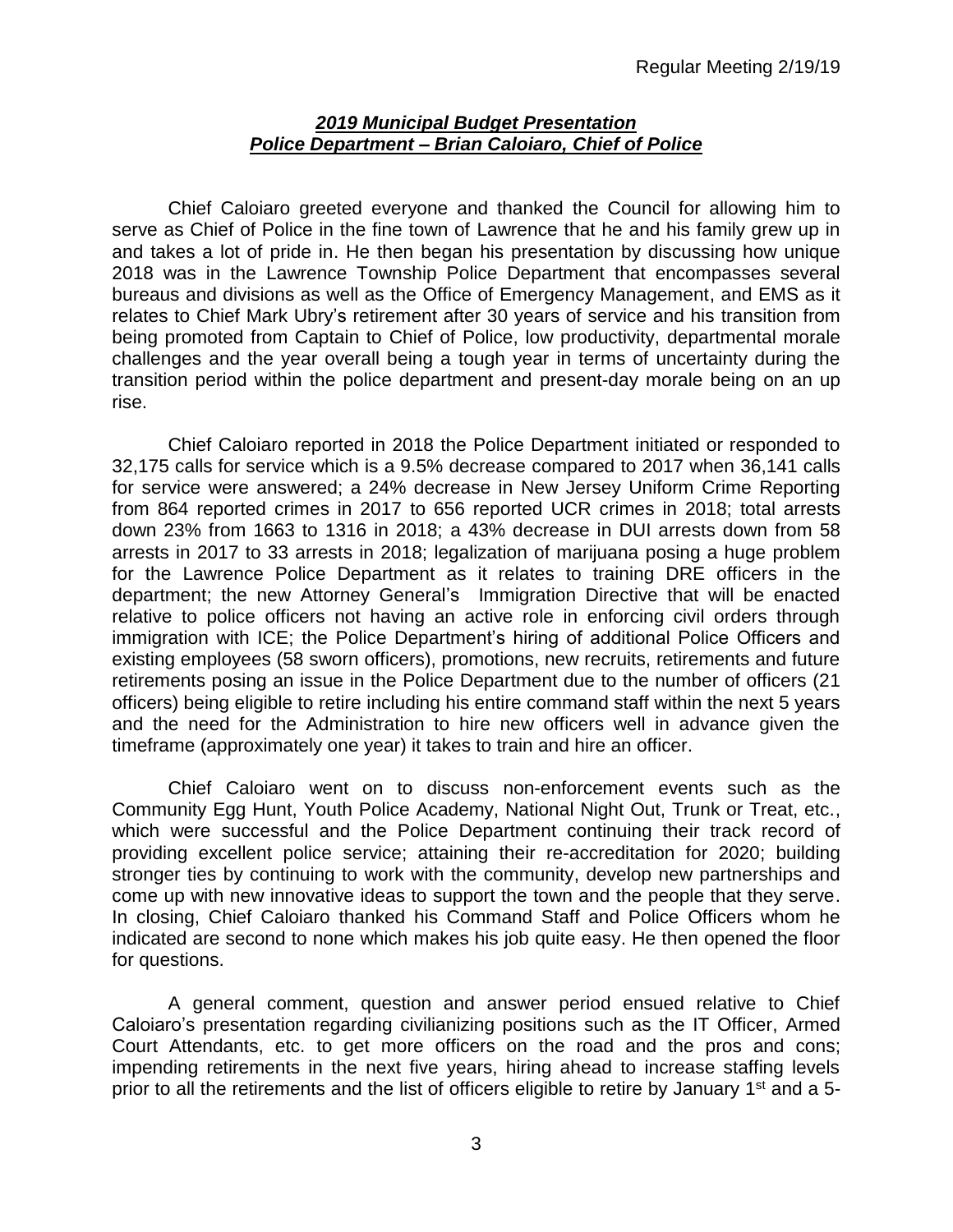## ***2019 Municipal Budget Presentation***
## ***Police Department – Brian Caloiaro, Chief of Police***

Chief Caloiaro greeted everyone and thanked the Council for allowing him to serve as Chief of Police in the fine town of Lawrence that he and his family grew up in and takes a lot of pride in. He then began his presentation by discussing how unique 2018 was in the Lawrence Township Police Department that encompasses several bureaus and divisions as well as the Office of Emergency Management, and EMS as it relates to Chief Mark Ubry's retirement after 30 years of service and his transition from being promoted from Captain to Chief of Police, low productivity, departmental morale challenges and the year overall being a tough year in terms of uncertainty during the transition period within the police department and present-day morale being on an up rise.

Chief Caloiaro reported in 2018 the Police Department initiated or responded to 32,175 calls for service which is a 9.5% decrease compared to 2017 when 36,141 calls for service were answered; a 24% decrease in New Jersey Uniform Crime Reporting from 864 reported crimes in 2017 to 656 reported UCR crimes in 2018; total arrests down 23% from 1663 to 1316 in 2018; a 43% decrease in DUI arrests down from 58 arrests in 2017 to 33 arrests in 2018; legalization of marijuana posing a huge problem for the Lawrence Police Department as it relates to training DRE officers in the department; the new Attorney General's Immigration Directive that will be enacted relative to police officers not having an active role in enforcing civil orders through immigration with ICE; the Police Department's hiring of additional Police Officers and existing employees (58 sworn officers), promotions, new recruits, retirements and future retirements posing an issue in the Police Department due to the number of officers (21 officers) being eligible to retire including his entire command staff within the next 5 years and the need for the Administration to hire new officers well in advance given the timeframe (approximately one year) it takes to train and hire an officer.

Chief Caloiaro went on to discuss non-enforcement events such as the Community Egg Hunt, Youth Police Academy, National Night Out, Trunk or Treat, etc., which were successful and the Police Department continuing their track record of providing excellent police service; attaining their re-accreditation for 2020; building stronger ties by continuing to work with the community, develop new partnerships and come up with new innovative ideas to support the town and the people that they serve. In closing, Chief Caloiaro thanked his Command Staff and Police Officers whom he indicated are second to none which makes his job quite easy. He then opened the floor for questions.

A general comment, question and answer period ensued relative to Chief Caloiaro's presentation regarding civilianizing positions such as the IT Officer, Armed Court Attendants, etc. to get more officers on the road and the pros and cons; impending retirements in the next five years, hiring ahead to increase staffing levels prior to all the retirements and the list of officers eligible to retire by January 1st and a 5-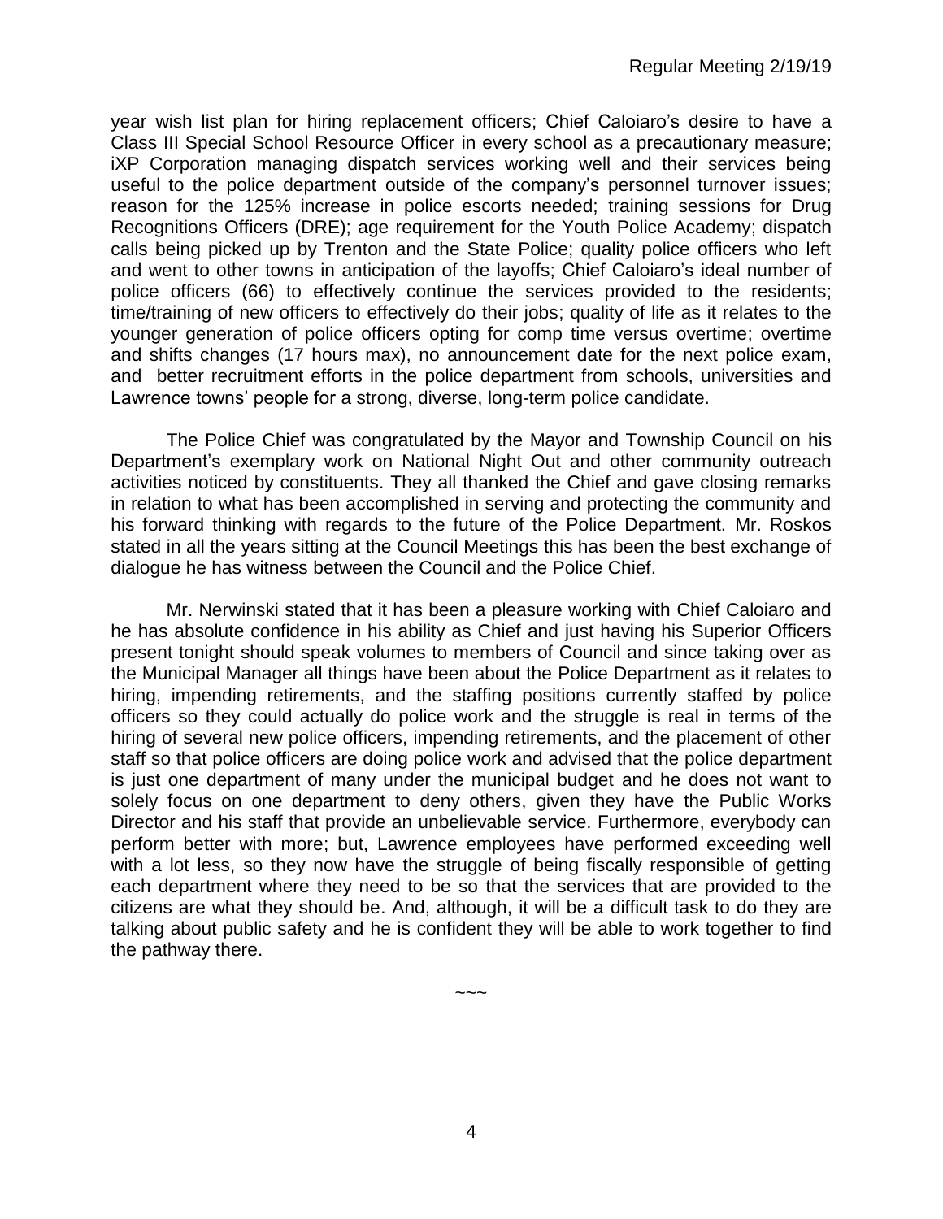year wish list plan for hiring replacement officers; Chief Caloiaro's desire to have a Class III Special School Resource Officer in every school as a precautionary measure; iXP Corporation managing dispatch services working well and their services being useful to the police department outside of the company's personnel turnover issues; reason for the 125% increase in police escorts needed; training sessions for Drug Recognitions Officers (DRE); age requirement for the Youth Police Academy; dispatch calls being picked up by Trenton and the State Police; quality police officers who left and went to other towns in anticipation of the layoffs; Chief Caloiaro's ideal number of police officers (66) to effectively continue the services provided to the residents; time/training of new officers to effectively do their jobs; quality of life as it relates to the younger generation of police officers opting for comp time versus overtime; overtime and shifts changes (17 hours max), no announcement date for the next police exam, and better recruitment efforts in the police department from schools, universities and Lawrence towns' people for a strong, diverse, long-term police candidate.

The Police Chief was congratulated by the Mayor and Township Council on his Department's exemplary work on National Night Out and other community outreach activities noticed by constituents. They all thanked the Chief and gave closing remarks in relation to what has been accomplished in serving and protecting the community and his forward thinking with regards to the future of the Police Department. Mr. Roskos stated in all the years sitting at the Council Meetings this has been the best exchange of dialogue he has witness between the Council and the Police Chief.

Mr. Nerwinski stated that it has been a pleasure working with Chief Caloiaro and he has absolute confidence in his ability as Chief and just having his Superior Officers present tonight should speak volumes to members of Council and since taking over as the Municipal Manager all things have been about the Police Department as it relates to hiring, impending retirements, and the staffing positions currently staffed by police officers so they could actually do police work and the struggle is real in terms of the hiring of several new police officers, impending retirements, and the placement of other staff so that police officers are doing police work and advised that the police department is just one department of many under the municipal budget and he does not want to solely focus on one department to deny others, given they have the Public Works Director and his staff that provide an unbelievable service. Furthermore, everybody can perform better with more; but, Lawrence employees have performed exceeding well with a lot less, so they now have the struggle of being fiscally responsible of getting each department where they need to be so that the services that are provided to the citizens are what they should be. And, although, it will be a difficult task to do they are talking about public safety and he is confident they will be able to work together to find the pathway there.

~~~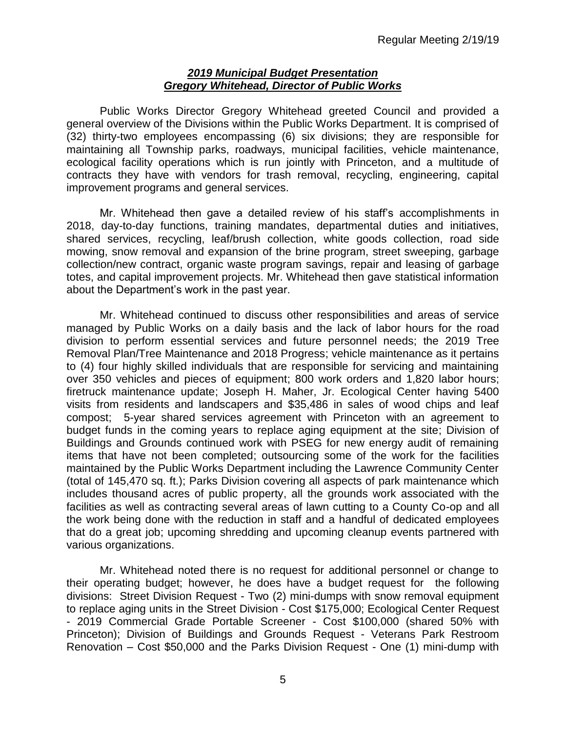## ***2019 Municipal Budget Presentation***
## ***Gregory Whitehead, Director of Public Works***

Public Works Director Gregory Whitehead greeted Council and provided a general overview of the Divisions within the Public Works Department. It is comprised of (32) thirty-two employees encompassing (6) six divisions; they are responsible for maintaining all Township parks, roadways, municipal facilities, vehicle maintenance, ecological facility operations which is run jointly with Princeton, and a multitude of contracts they have with vendors for trash removal, recycling, engineering, capital improvement programs and general services.

Mr. Whitehead then gave a detailed review of his staff's accomplishments in 2018, day-to-day functions, training mandates, departmental duties and initiatives, shared services, recycling, leaf/brush collection, white goods collection, road side mowing, snow removal and expansion of the brine program, street sweeping, garbage collection/new contract, organic waste program savings, repair and leasing of garbage totes, and capital improvement projects. Mr. Whitehead then gave statistical information about the Department's work in the past year.

Mr. Whitehead continued to discuss other responsibilities and areas of service managed by Public Works on a daily basis and the lack of labor hours for the road division to perform essential services and future personnel needs; the 2019 Tree Removal Plan/Tree Maintenance and 2018 Progress; vehicle maintenance as it pertains to (4) four highly skilled individuals that are responsible for servicing and maintaining over 350 vehicles and pieces of equipment; 800 work orders and 1,820 labor hours; firetruck maintenance update; Joseph H. Maher, Jr. Ecological Center having 5400 visits from residents and landscapers and $35,486 in sales of wood chips and leaf compost; 5-year shared services agreement with Princeton with an agreement to budget funds in the coming years to replace aging equipment at the site; Division of Buildings and Grounds continued work with PSEG for new energy audit of remaining items that have not been completed; outsourcing some of the work for the facilities maintained by the Public Works Department including the Lawrence Community Center (total of 145,470 sq. ft.); Parks Division covering all aspects of park maintenance which includes thousand acres of public property, all the grounds work associated with the facilities as well as contracting several areas of lawn cutting to a County Co-op and all the work being done with the reduction in staff and a handful of dedicated employees that do a great job; upcoming shredding and upcoming cleanup events partnered with various organizations.

Mr. Whitehead noted there is no request for additional personnel or change to their operating budget; however, he does have a budget request for the following divisions: Street Division Request - Two (2) mini-dumps with snow removal equipment to replace aging units in the Street Division - Cost $175,000; Ecological Center Request - 2019 Commercial Grade Portable Screener - Cost $100,000 (shared 50% with Princeton); Division of Buildings and Grounds Request - Veterans Park Restroom Renovation – Cost $50,000 and the Parks Division Request - One (1) mini-dump with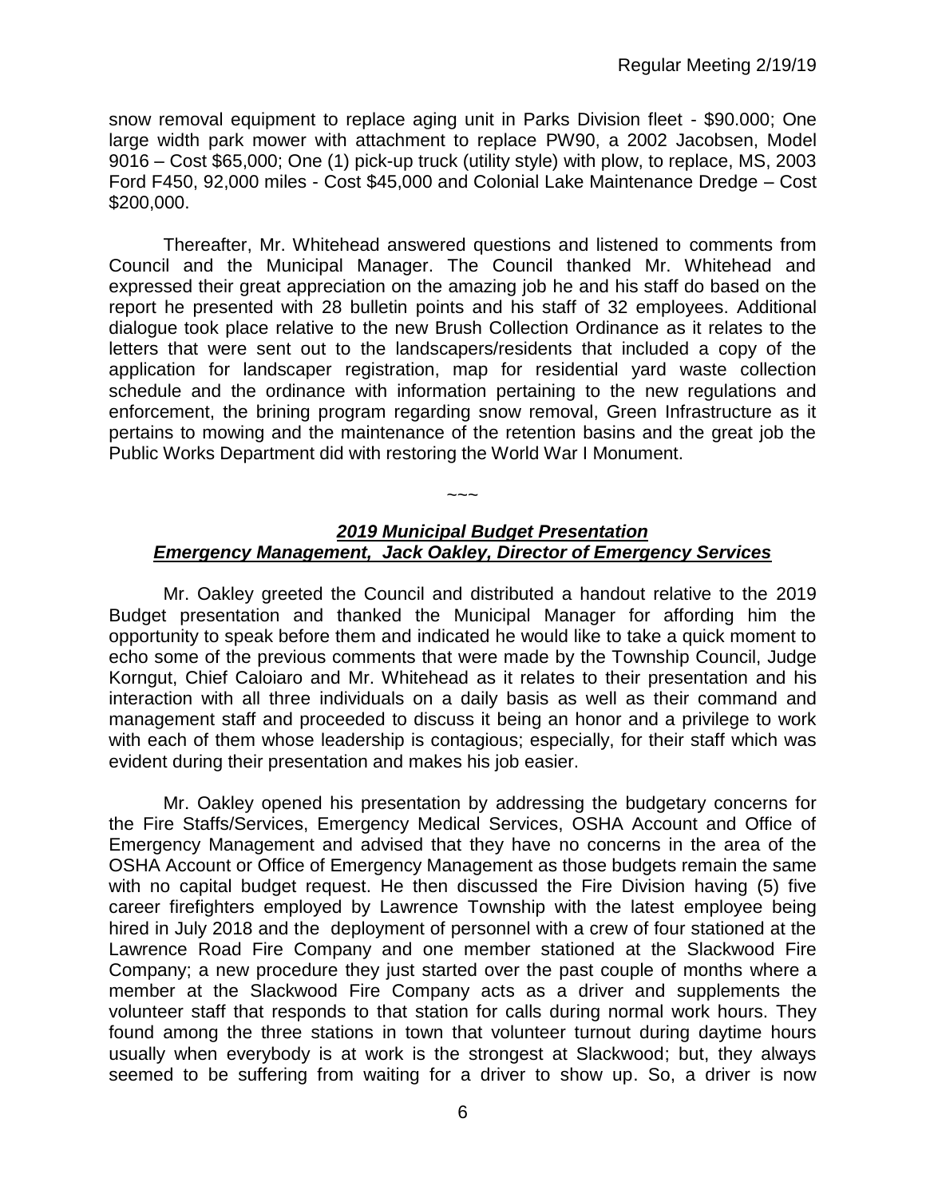snow removal equipment to replace aging unit in Parks Division fleet - \$90.000; One large width park mower with attachment to replace PW90, a 2002 Jacobsen, Model 9016 – Cost \$65,000; One (1) pick-up truck (utility style) with plow, to replace, MS, 2003 Ford F450, 92,000 miles - Cost \$45,000 and Colonial Lake Maintenance Dredge – Cost \$200,000.

Thereafter, Mr. Whitehead answered questions and listened to comments from Council and the Municipal Manager. The Council thanked Mr. Whitehead and expressed their great appreciation on the amazing job he and his staff do based on the report he presented with 28 bulletin points and his staff of 32 employees. Additional dialogue took place relative to the new Brush Collection Ordinance as it relates to the letters that were sent out to the landscapers/residents that included a copy of the application for landscaper registration, map for residential yard waste collection schedule and the ordinance with information pertaining to the new regulations and enforcement, the brining program regarding snow removal, Green Infrastructure as it pertains to mowing and the maintenance of the retention basins and the great job the Public Works Department did with restoring the World War I Monument.

~~~

***2019 Municipal Budget Presentation***
***Emergency Management, Jack Oakley, Director of Emergency Services***

Mr. Oakley greeted the Council and distributed a handout relative to the 2019 Budget presentation and thanked the Municipal Manager for affording him the opportunity to speak before them and indicated he would like to take a quick moment to echo some of the previous comments that were made by the Township Council, Judge Korngut, Chief Caloiaro and Mr. Whitehead as it relates to their presentation and his interaction with all three individuals on a daily basis as well as their command and management staff and proceeded to discuss it being an honor and a privilege to work with each of them whose leadership is contagious; especially, for their staff which was evident during their presentation and makes his job easier.

Mr. Oakley opened his presentation by addressing the budgetary concerns for the Fire Staffs/Services, Emergency Medical Services, OSHA Account and Office of Emergency Management and advised that they have no concerns in the area of the OSHA Account or Office of Emergency Management as those budgets remain the same with no capital budget request. He then discussed the Fire Division having (5) five career firefighters employed by Lawrence Township with the latest employee being hired in July 2018 and the deployment of personnel with a crew of four stationed at the Lawrence Road Fire Company and one member stationed at the Slackwood Fire Company; a new procedure they just started over the past couple of months where a member at the Slackwood Fire Company acts as a driver and supplements the volunteer staff that responds to that station for calls during normal work hours. They found among the three stations in town that volunteer turnout during daytime hours usually when everybody is at work is the strongest at Slackwood; but, they always seemed to be suffering from waiting for a driver to show up. So, a driver is now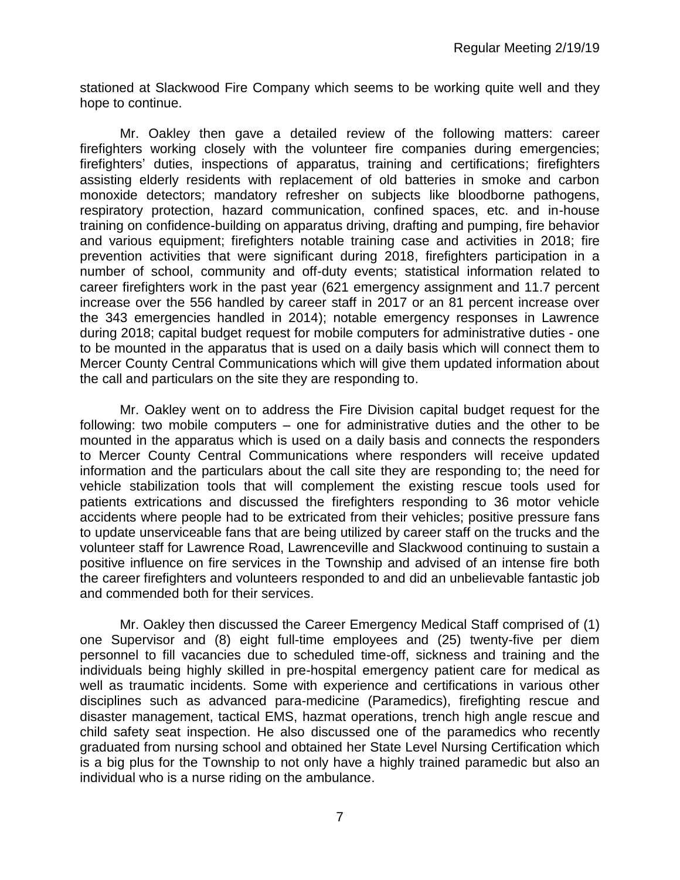stationed at Slackwood Fire Company which seems to be working quite well and they hope to continue.

Mr. Oakley then gave a detailed review of the following matters: career firefighters working closely with the volunteer fire companies during emergencies; firefighters' duties, inspections of apparatus, training and certifications; firefighters assisting elderly residents with replacement of old batteries in smoke and carbon monoxide detectors; mandatory refresher on subjects like bloodborne pathogens, respiratory protection, hazard communication, confined spaces, etc. and in-house training on confidence-building on apparatus driving, drafting and pumping, fire behavior and various equipment; firefighters notable training case and activities in 2018; fire prevention activities that were significant during 2018, firefighters participation in a number of school, community and off-duty events; statistical information related to career firefighters work in the past year (621 emergency assignment and 11.7 percent increase over the 556 handled by career staff in 2017 or an 81 percent increase over the 343 emergencies handled in 2014); notable emergency responses in Lawrence during 2018; capital budget request for mobile computers for administrative duties - one to be mounted in the apparatus that is used on a daily basis which will connect them to Mercer County Central Communications which will give them updated information about the call and particulars on the site they are responding to.

Mr. Oakley went on to address the Fire Division capital budget request for the following: two mobile computers – one for administrative duties and the other to be mounted in the apparatus which is used on a daily basis and connects the responders to Mercer County Central Communications where responders will receive updated information and the particulars about the call site they are responding to; the need for vehicle stabilization tools that will complement the existing rescue tools used for patients extrications and discussed the firefighters responding to 36 motor vehicle accidents where people had to be extricated from their vehicles; positive pressure fans to update unserviceable fans that are being utilized by career staff on the trucks and the volunteer staff for Lawrence Road, Lawrenceville and Slackwood continuing to sustain a positive influence on fire services in the Township and advised of an intense fire both the career firefighters and volunteers responded to and did an unbelievable fantastic job and commended both for their services.

Mr. Oakley then discussed the Career Emergency Medical Staff comprised of (1) one Supervisor and (8) eight full-time employees and (25) twenty-five per diem personnel to fill vacancies due to scheduled time-off, sickness and training and the individuals being highly skilled in pre-hospital emergency patient care for medical as well as traumatic incidents. Some with experience and certifications in various other disciplines such as advanced para-medicine (Paramedics), firefighting rescue and disaster management, tactical EMS, hazmat operations, trench high angle rescue and child safety seat inspection. He also discussed one of the paramedics who recently graduated from nursing school and obtained her State Level Nursing Certification which is a big plus for the Township to not only have a highly trained paramedic but also an individual who is a nurse riding on the ambulance.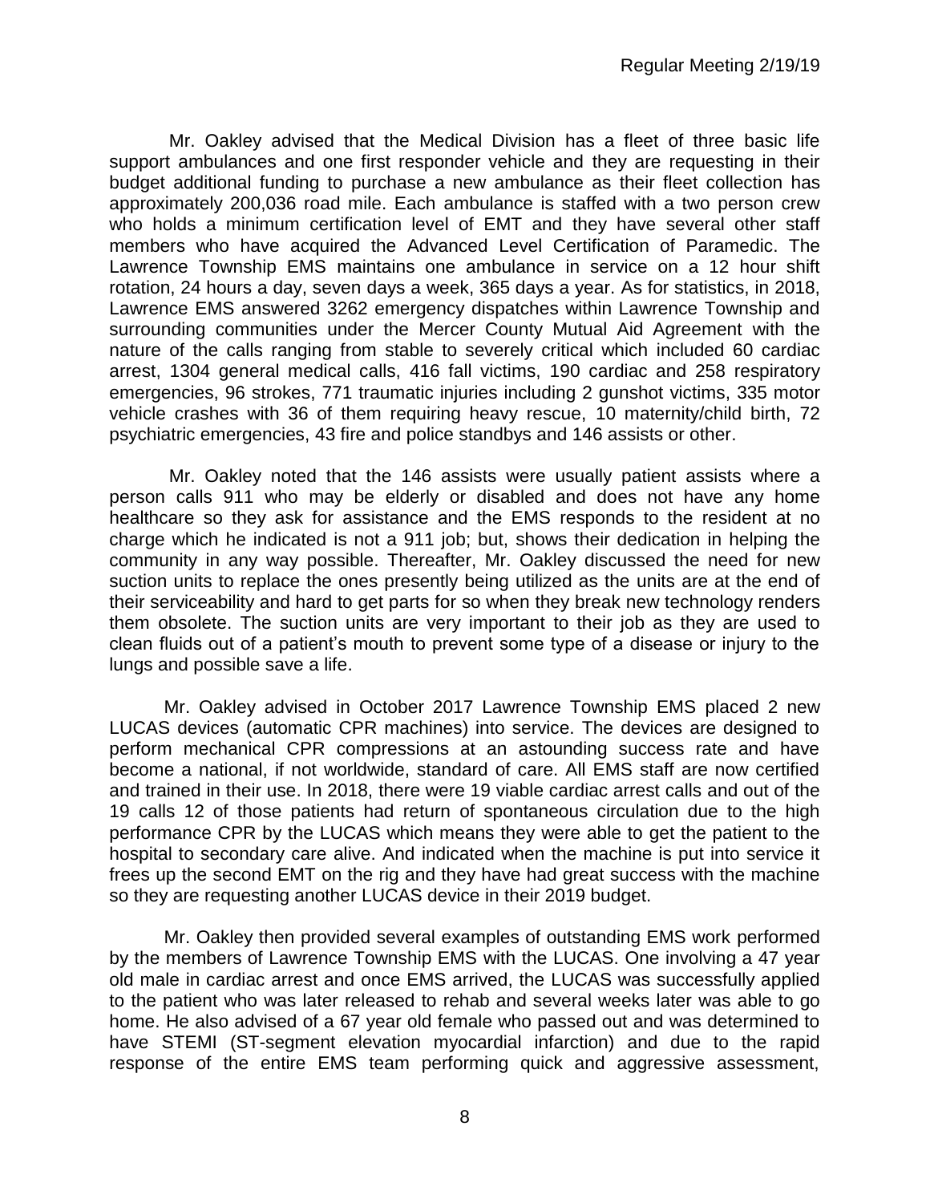Mr. Oakley advised that the Medical Division has a fleet of three basic life support ambulances and one first responder vehicle and they are requesting in their budget additional funding to purchase a new ambulance as their fleet collection has approximately 200,036 road mile. Each ambulance is staffed with a two person crew who holds a minimum certification level of EMT and they have several other staff members who have acquired the Advanced Level Certification of Paramedic. The Lawrence Township EMS maintains one ambulance in service on a 12 hour shift rotation, 24 hours a day, seven days a week, 365 days a year. As for statistics, in 2018, Lawrence EMS answered 3262 emergency dispatches within Lawrence Township and surrounding communities under the Mercer County Mutual Aid Agreement with the nature of the calls ranging from stable to severely critical which included 60 cardiac arrest, 1304 general medical calls, 416 fall victims, 190 cardiac and 258 respiratory emergencies, 96 strokes, 771 traumatic injuries including 2 gunshot victims, 335 motor vehicle crashes with 36 of them requiring heavy rescue, 10 maternity/child birth, 72 psychiatric emergencies, 43 fire and police standbys and 146 assists or other.

Mr. Oakley noted that the 146 assists were usually patient assists where a person calls 911 who may be elderly or disabled and does not have any home healthcare so they ask for assistance and the EMS responds to the resident at no charge which he indicated is not a 911 job; but, shows their dedication in helping the community in any way possible. Thereafter, Mr. Oakley discussed the need for new suction units to replace the ones presently being utilized as the units are at the end of their serviceability and hard to get parts for so when they break new technology renders them obsolete. The suction units are very important to their job as they are used to clean fluids out of a patient's mouth to prevent some type of a disease or injury to the lungs and possible save a life.

Mr. Oakley advised in October 2017 Lawrence Township EMS placed 2 new LUCAS devices (automatic CPR machines) into service. The devices are designed to perform mechanical CPR compressions at an astounding success rate and have become a national, if not worldwide, standard of care. All EMS staff are now certified and trained in their use. In 2018, there were 19 viable cardiac arrest calls and out of the 19 calls 12 of those patients had return of spontaneous circulation due to the high performance CPR by the LUCAS which means they were able to get the patient to the hospital to secondary care alive. And indicated when the machine is put into service it frees up the second EMT on the rig and they have had great success with the machine so they are requesting another LUCAS device in their 2019 budget.

Mr. Oakley then provided several examples of outstanding EMS work performed by the members of Lawrence Township EMS with the LUCAS. One involving a 47 year old male in cardiac arrest and once EMS arrived, the LUCAS was successfully applied to the patient who was later released to rehab and several weeks later was able to go home. He also advised of a 67 year old female who passed out and was determined to have STEMI (ST-segment elevation myocardial infarction) and due to the rapid response of the entire EMS team performing quick and aggressive assessment,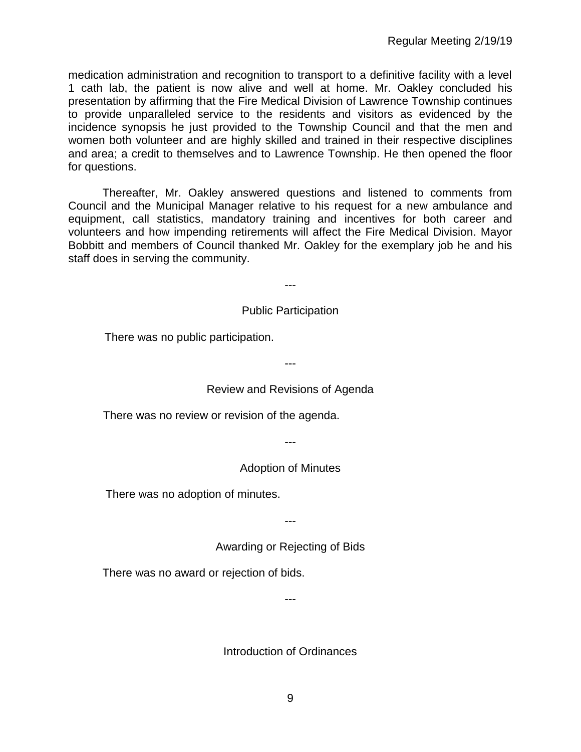medication administration and recognition to transport to a definitive facility with a level 1 cath lab, the patient is now alive and well at home. Mr. Oakley concluded his presentation by affirming that the Fire Medical Division of Lawrence Township continues to provide unparalleled service to the residents and visitors as evidenced by the incidence synopsis he just provided to the Township Council and that the men and women both volunteer and are highly skilled and trained in their respective disciplines and area; a credit to themselves and to Lawrence Township. He then opened the floor for questions.

Thereafter, Mr. Oakley answered questions and listened to comments from Council and the Municipal Manager relative to his request for a new ambulance and equipment, call statistics, mandatory training and incentives for both career and volunteers and how impending retirements will affect the Fire Medical Division. Mayor Bobbitt and members of Council thanked Mr. Oakley for the exemplary job he and his staff does in serving the community.

---

## Public Participation

There was no public participation.

---

## Review and Revisions of Agenda

There was no review or revision of the agenda.

---

## Adoption of Minutes

There was no adoption of minutes.

---

## Awarding or Rejecting of Bids

There was no award or rejection of bids.

---

## Introduction of Ordinances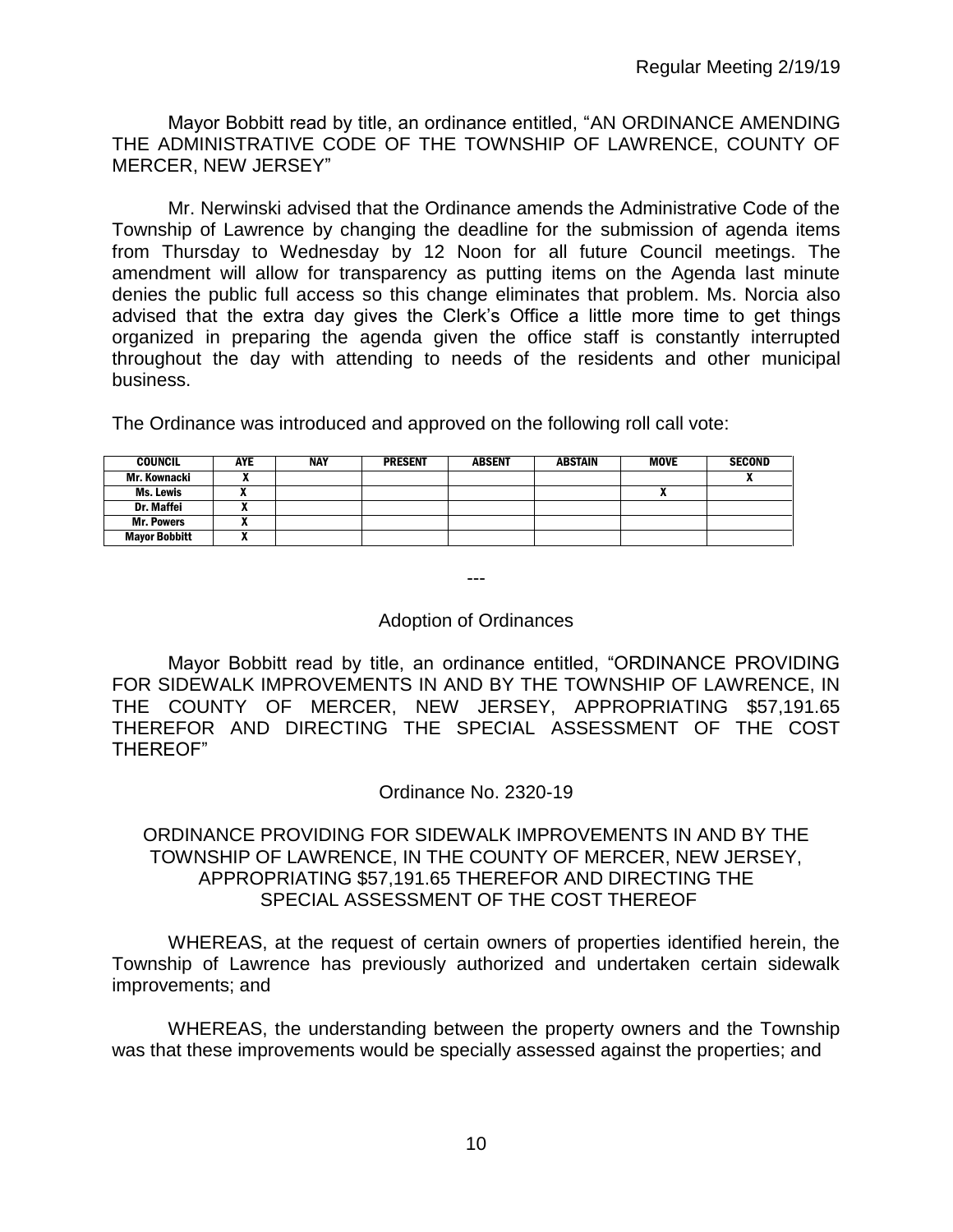Mayor Bobbitt read by title, an ordinance entitled, "AN ORDINANCE AMENDING THE ADMINISTRATIVE CODE OF THE TOWNSHIP OF LAWRENCE, COUNTY OF MERCER, NEW JERSEY"

Mr. Nerwinski advised that the Ordinance amends the Administrative Code of the Township of Lawrence by changing the deadline for the submission of agenda items from Thursday to Wednesday by 12 Noon for all future Council meetings. The amendment will allow for transparency as putting items on the Agenda last minute denies the public full access so this change eliminates that problem. Ms. Norcia also advised that the extra day gives the Clerk's Office a little more time to get things organized in preparing the agenda given the office staff is constantly interrupted throughout the day with attending to needs of the residents and other municipal business.

The Ordinance was introduced and approved on the following roll call vote:

| COUNCIL | AYE | NAY | PRESENT | ABSENT | ABSTAIN | MOVE | SECOND |
| --- | --- | --- | --- | --- | --- | --- | --- |
| Mr. Kownacki | X | | | | | | X |
| Ms. Lewis | X | | | | | X | |
| Dr. Maffei | X | | | | | | |
| Mr. Powers | X | | | | | | |
| Mayor Bobbitt | X | | | | | | |

---

## Adoption of Ordinances

Mayor Bobbitt read by title, an ordinance entitled, "ORDINANCE PROVIDING FOR SIDEWALK IMPROVEMENTS IN AND BY THE TOWNSHIP OF LAWRENCE, IN THE COUNTY OF MERCER, NEW JERSEY, APPROPRIATING \$57,191.65 THEREFOR AND DIRECTING THE SPECIAL ASSESSMENT OF THE COST THEREOF"

### Ordinance No. 2320-19

### ORDINANCE PROVIDING FOR SIDEWALK IMPROVEMENTS IN AND BY THE TOWNSHIP OF LAWRENCE, IN THE COUNTY OF MERCER, NEW JERSEY, APPROPRIATING \$57,191.65 THEREFOR AND DIRECTING THE SPECIAL ASSESSMENT OF THE COST THEREOF

WHEREAS, at the request of certain owners of properties identified herein, the Township of Lawrence has previously authorized and undertaken certain sidewalk improvements; and

WHEREAS, the understanding between the property owners and the Township was that these improvements would be specially assessed against the properties; and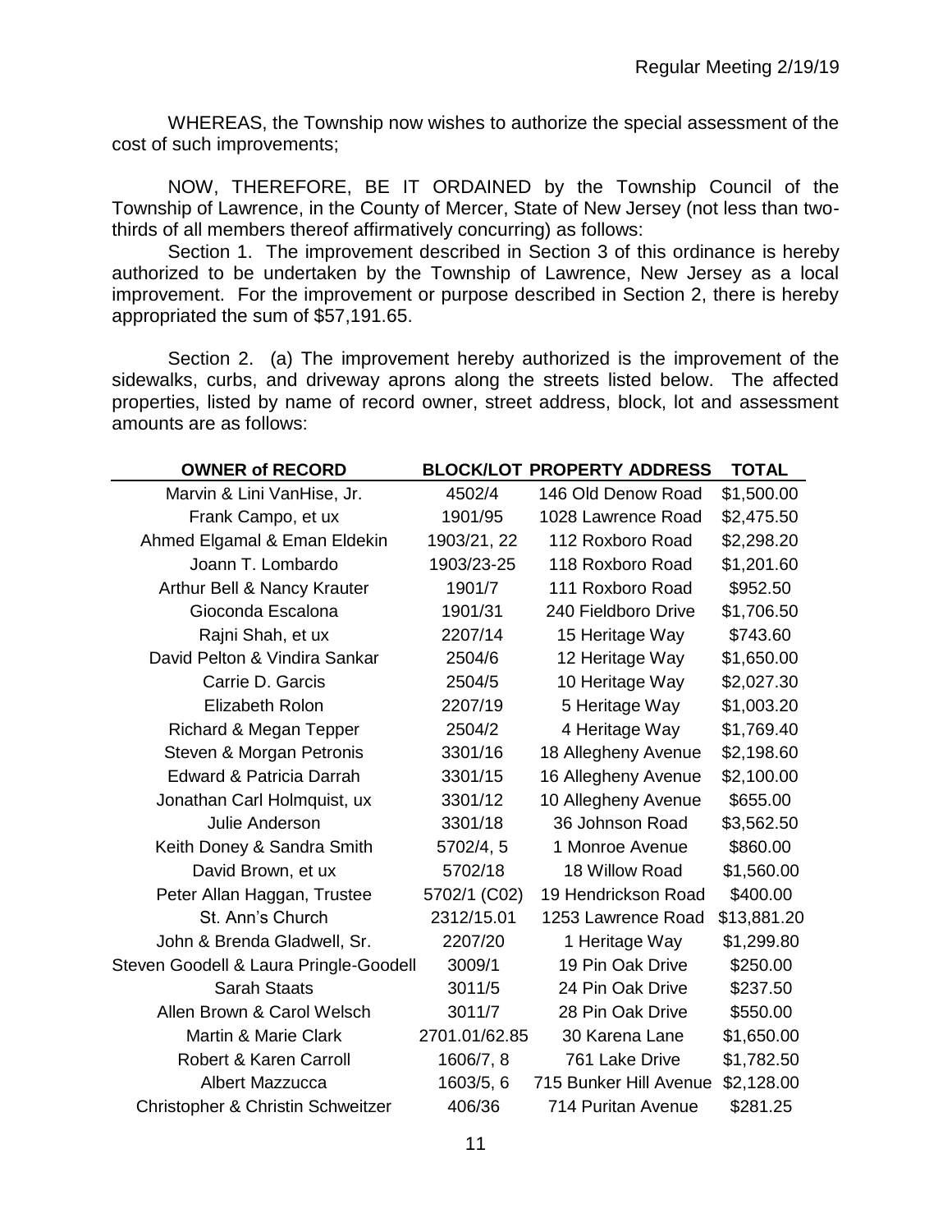WHEREAS, the Township now wishes to authorize the special assessment of the cost of such improvements;

NOW, THEREFORE, BE IT ORDAINED by the Township Council of the Township of Lawrence, in the County of Mercer, State of New Jersey (not less than two-thirds of all members thereof affirmatively concurring) as follows:

Section 1. The improvement described in Section 3 of this ordinance is hereby authorized to be undertaken by the Township of Lawrence, New Jersey as a local improvement. For the improvement or purpose described in Section 2, there is hereby appropriated the sum of $57,191.65.

Section 2. (a) The improvement hereby authorized is the improvement of the sidewalks, curbs, and driveway aprons along the streets listed below. The affected properties, listed by name of record owner, street address, block, lot and assessment amounts are as follows:

| OWNER of RECORD | BLOCK/LOT | PROPERTY ADDRESS | TOTAL |
|---|---|---|---|
| Marvin & Lini VanHise, Jr. | 4502/4 | 146 Old Denow Road | $1,500.00 |
| Frank Campo, et ux | 1901/95 | 1028 Lawrence Road | $2,475.50 |
| Ahmed Elgamal & Eman Eldekin | 1903/21, 22 | 112 Roxboro Road | $2,298.20 |
| Joann T. Lombardo | 1903/23-25 | 118 Roxboro Road | $1,201.60 |
| Arthur Bell & Nancy Krauter | 1901/7 | 111 Roxboro Road | $952.50 |
| Gioconda Escalona | 1901/31 | 240 Fieldboro Drive | $1,706.50 |
| Rajni Shah, et ux | 2207/14 | 15 Heritage Way | $743.60 |
| David Pelton & Vindira Sankar | 2504/6 | 12 Heritage Way | $1,650.00 |
| Carrie D. Garcis | 2504/5 | 10 Heritage Way | $2,027.30 |
| Elizabeth Rolon | 2207/19 | 5 Heritage Way | $1,003.20 |
| Richard & Megan Tepper | 2504/2 | 4 Heritage Way | $1,769.40 |
| Steven & Morgan Petronis | 3301/16 | 18 Allegheny Avenue | $2,198.60 |
| Edward & Patricia Darrah | 3301/15 | 16 Allegheny Avenue | $2,100.00 |
| Jonathan Carl Holmquist, ux | 3301/12 | 10 Allegheny Avenue | $655.00 |
| Julie Anderson | 3301/18 | 36 Johnson Road | $3,562.50 |
| Keith Doney & Sandra Smith | 5702/4, 5 | 1 Monroe Avenue | $860.00 |
| David Brown, et ux | 5702/18 | 18 Willow Road | $1,560.00 |
| Peter Allan Haggan, Trustee | 5702/1 (C02) | 19 Hendrickson Road | $400.00 |
| St. Ann's Church | 2312/15.01 | 1253 Lawrence Road | $13,881.20 |
| John & Brenda Gladwell, Sr. | 2207/20 | 1 Heritage Way | $1,299.80 |
| Steven Goodell & Laura Pringle-Goodell | 3009/1 | 19 Pin Oak Drive | $250.00 |
| Sarah Staats | 3011/5 | 24 Pin Oak Drive | $237.50 |
| Allen Brown & Carol Welsch | 3011/7 | 28 Pin Oak Drive | $550.00 |
| Martin & Marie Clark | 2701.01/62.85 | 30 Karena Lane | $1,650.00 |
| Robert & Karen Carroll | 1606/7, 8 | 761 Lake Drive | $1,782.50 |
| Albert Mazzucca | 1603/5, 6 | 715 Bunker Hill Avenue | $2,128.00 |
| Christopher & Christin Schweitzer | 406/36 | 714 Puritan Avenue | $281.25 |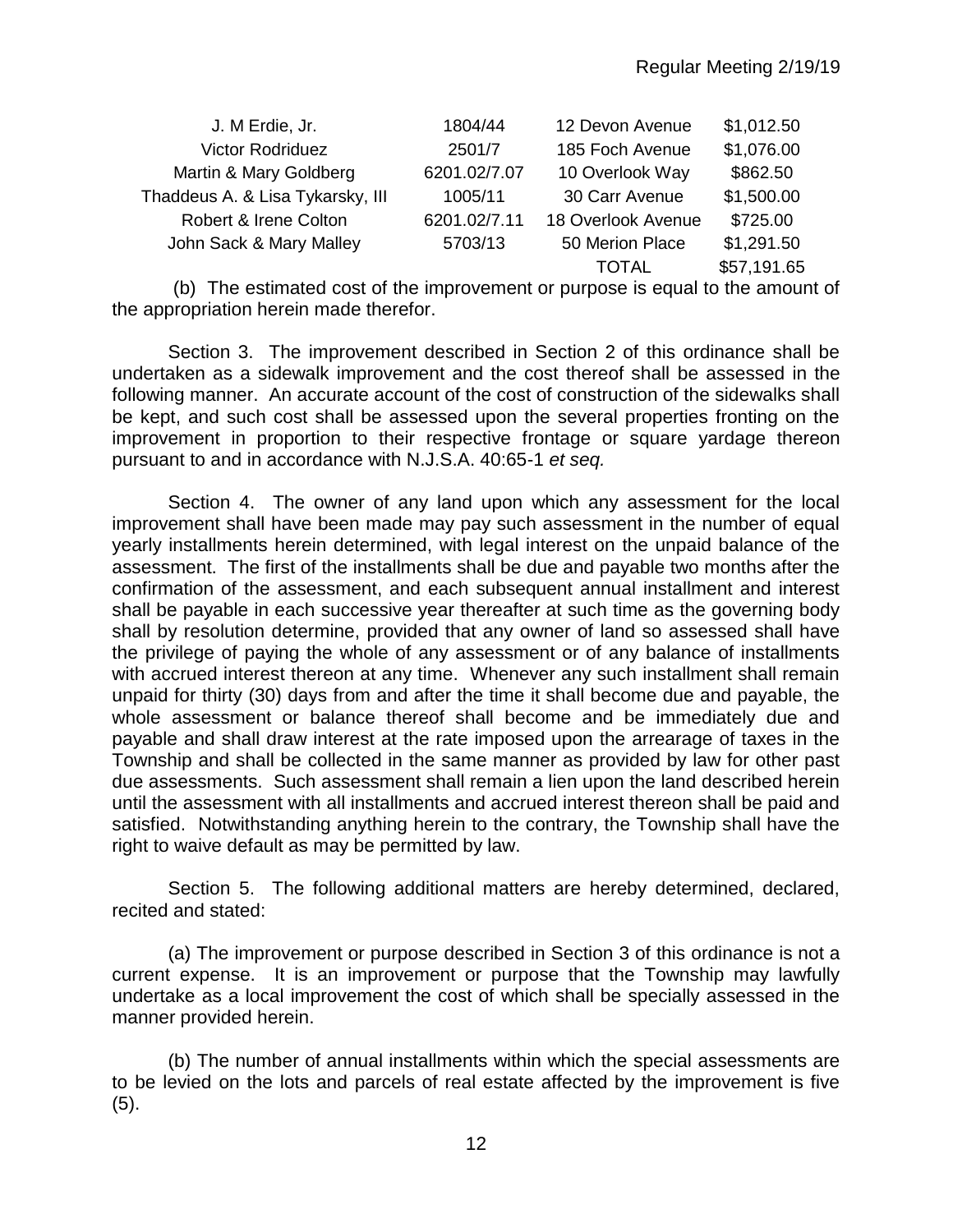| | | | |
|---|---|---|---|
| J. M Erdie, Jr. | 1804/44 | 12 Devon Avenue | $1,012.50 |
| Victor Rodriduez | 2501/7 | 185 Foch Avenue | $1,076.00 |
| Martin & Mary Goldberg | 6201.02/7.07 | 10 Overlook Way | $862.50 |
| Thaddeus A. & Lisa Tykarsky, III | 1005/11 | 30 Carr Avenue | $1,500.00 |
| Robert & Irene Colton | 6201.02/7.11 | 18 Overlook Avenue | $725.00 |
| John Sack & Mary Malley | 5703/13 | 50 Merion Place | $1,291.50 |
| | | TOTAL | $57,191.65 |

(b) The estimated cost of the improvement or purpose is equal to the amount of the appropriation herein made therefor.

Section 3. The improvement described in Section 2 of this ordinance shall be undertaken as a sidewalk improvement and the cost thereof shall be assessed in the following manner. An accurate account of the cost of construction of the sidewalks shall be kept, and such cost shall be assessed upon the several properties fronting on the improvement in proportion to their respective frontage or square yardage thereon pursuant to and in accordance with N.J.S.A. 40:65-1 *et seq.*

Section 4. The owner of any land upon which any assessment for the local improvement shall have been made may pay such assessment in the number of equal yearly installments herein determined, with legal interest on the unpaid balance of the assessment. The first of the installments shall be due and payable two months after the confirmation of the assessment, and each subsequent annual installment and interest shall be payable in each successive year thereafter at such time as the governing body shall by resolution determine, provided that any owner of land so assessed shall have the privilege of paying the whole of any assessment or of any balance of installments with accrued interest thereon at any time. Whenever any such installment shall remain unpaid for thirty (30) days from and after the time it shall become due and payable, the whole assessment or balance thereof shall become and be immediately due and payable and shall draw interest at the rate imposed upon the arrearage of taxes in the Township and shall be collected in the same manner as provided by law for other past due assessments. Such assessment shall remain a lien upon the land described herein until the assessment with all installments and accrued interest thereon shall be paid and satisfied. Notwithstanding anything herein to the contrary, the Township shall have the right to waive default as may be permitted by law.

Section 5. The following additional matters are hereby determined, declared, recited and stated:

(a) The improvement or purpose described in Section 3 of this ordinance is not a current expense. It is an improvement or purpose that the Township may lawfully undertake as a local improvement the cost of which shall be specially assessed in the manner provided herein.

(b) The number of annual installments within which the special assessments are to be levied on the lots and parcels of real estate affected by the improvement is five (5).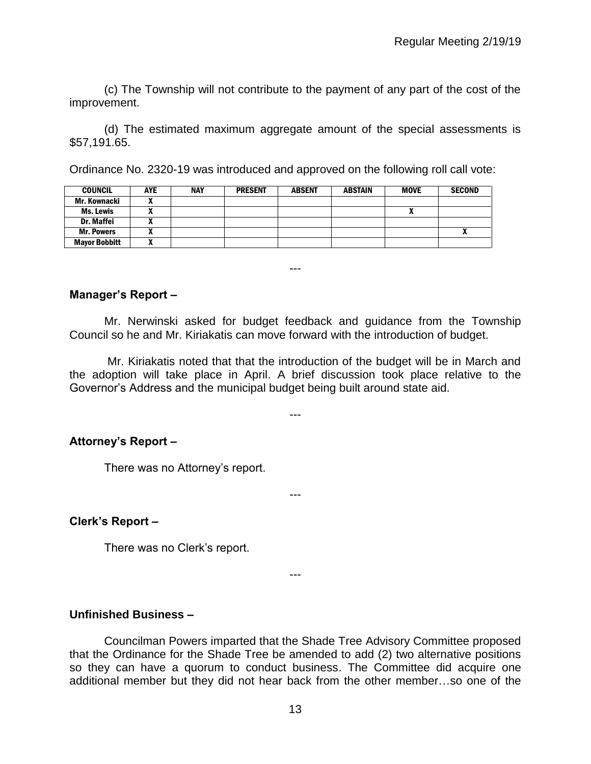(c) The Township will not contribute to the payment of any part of the cost of the improvement.

(d) The estimated maximum aggregate amount of the special assessments is $57,191.65.

Ordinance No. 2320-19 was introduced and approved on the following roll call vote:

| COUNCIL | AYE | NAY | PRESENT | ABSENT | ABSTAIN | MOVE | SECOND |
|---|---|---|---|---|---|---|---|
| Mr. Kownacki | X | | | | | | |
| Ms. Lewis | X | | | | | X | |
| Dr. Maffei | X | | | | | | |
| Mr. Powers | X | | | | | | X |
| Mayor Bobbitt | X | | | | | | |

---

**Manager's Report –**

Mr. Nerwinski asked for budget feedback and guidance from the Township Council so he and Mr. Kiriakatis can move forward with the introduction of budget.

Mr. Kiriakatis noted that that the introduction of the budget will be in March and the adoption will take place in April. A brief discussion took place relative to the Governor's Address and the municipal budget being built around state aid.

---

**Attorney's Report –**

There was no Attorney's report.

---

**Clerk's Report –**

There was no Clerk's report.

---

**Unfinished Business –**

Councilman Powers imparted that the Shade Tree Advisory Committee proposed that the Ordinance for the Shade Tree be amended to add (2) two alternative positions so they can have a quorum to conduct business. The Committee did acquire one additional member but they did not hear back from the other member…so one of the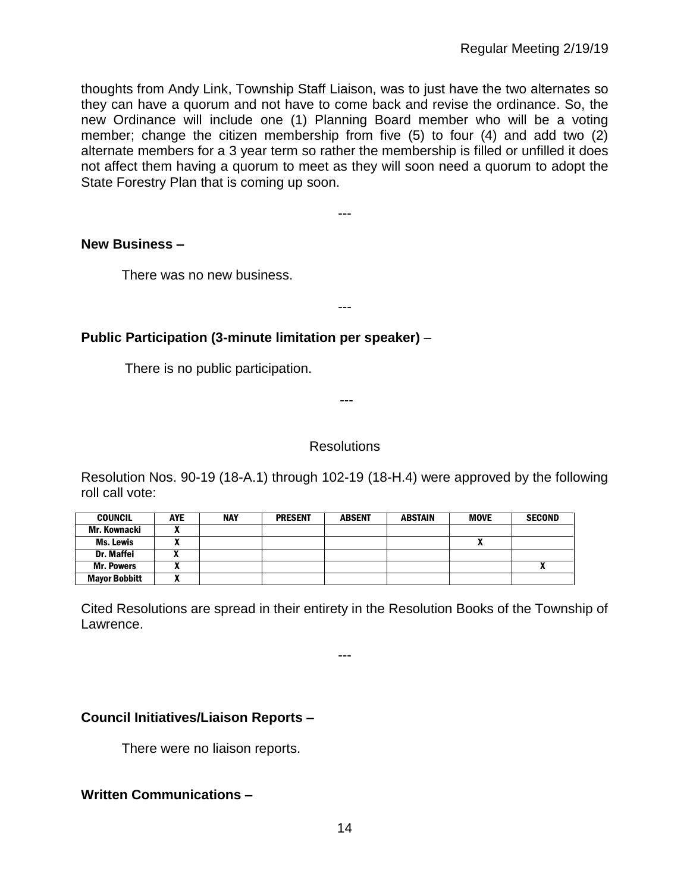thoughts from Andy Link, Township Staff Liaison, was to just have the two alternates so they can have a quorum and not have to come back and revise the ordinance. So, the new Ordinance will include one (1) Planning Board member who will be a voting member; change the citizen membership from five (5) to four (4) and add two (2) alternate members for a 3 year term so rather the membership is filled or unfilled it does not affect them having a quorum to meet as they will soon need a quorum to adopt the State Forestry Plan that is coming up soon.

---

**New Business –**

There was no new business.

---

**Public Participation (3-minute limitation per speaker)** –

There is no public participation.

---

Resolutions

Resolution Nos. 90-19 (18-A.1) through 102-19 (18-H.4) were approved by the following roll call vote:

| COUNCIL | AYE | NAY | PRESENT | ABSENT | ABSTAIN | MOVE | SECOND |
|---|---|---|---|---|---|---|---|
| Mr. Kownacki | X | | | | | | |
| Ms. Lewis | X | | | | | X | |
| Dr. Maffei | X | | | | | | |
| Mr. Powers | X | | | | | | X |
| Mayor Bobbitt | X | | | | | | |

Cited Resolutions are spread in their entirety in the Resolution Books of the Township of Lawrence.

---

**Council Initiatives/Liaison Reports –**

There were no liaison reports.

**Written Communications –**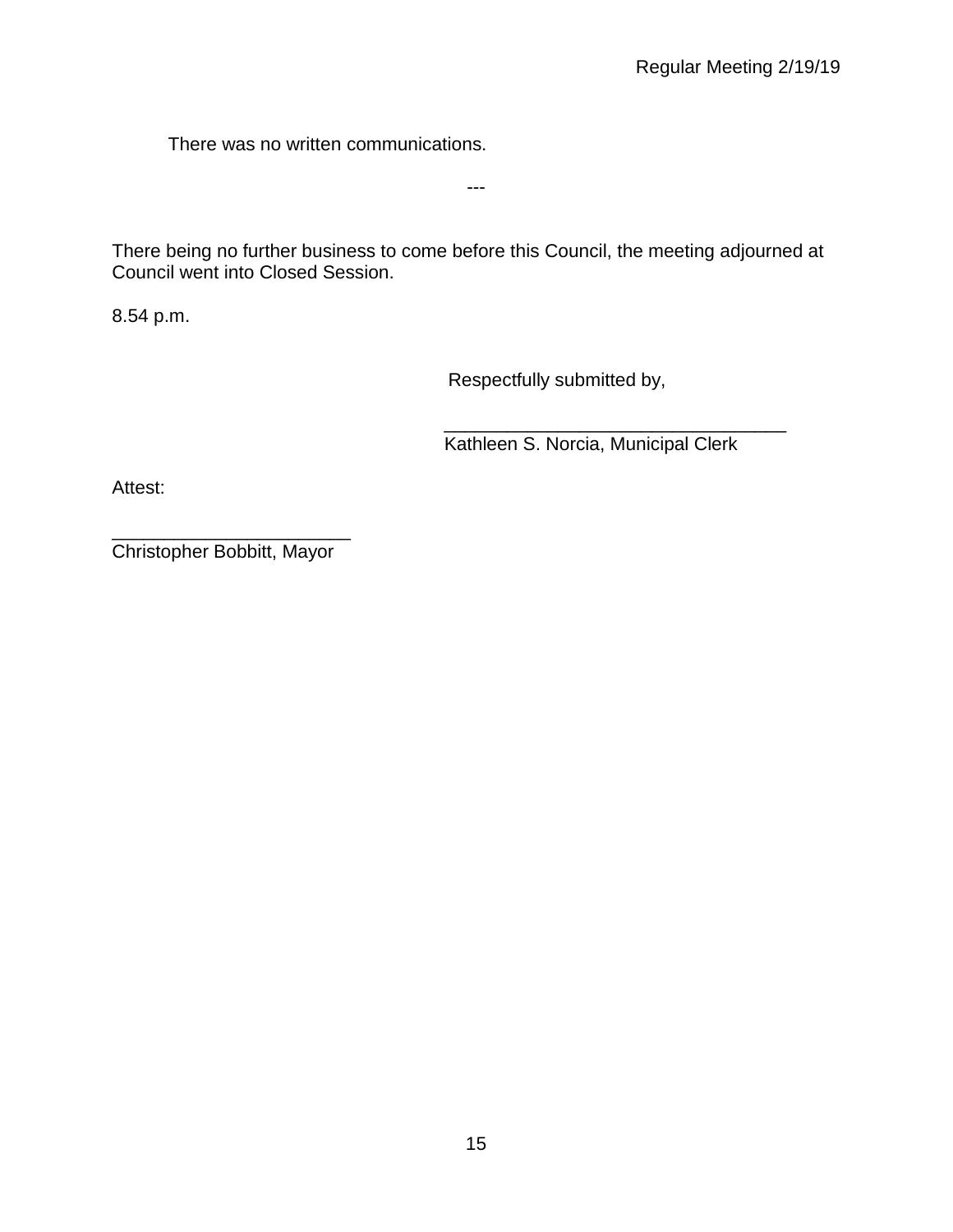There was no written communications.

---

There being no further business to come before this Council, the meeting adjourned at Council went into Closed Session.

8.54 p.m.

Respectfully submitted by,

\_\_\_\_\_\_\_\_\_\_\_\_\_\_\_\_\_\_\_\_\_\_\_\_\_\_\_\_\_\_\_\_\_\_
Kathleen S. Norcia, Municipal Clerk

Attest:

\_\_\_\_\_\_\_\_\_\_\_\_\_\_\_\_\_\_\_\_\_\_\_
Christopher Bobbitt, Mayor